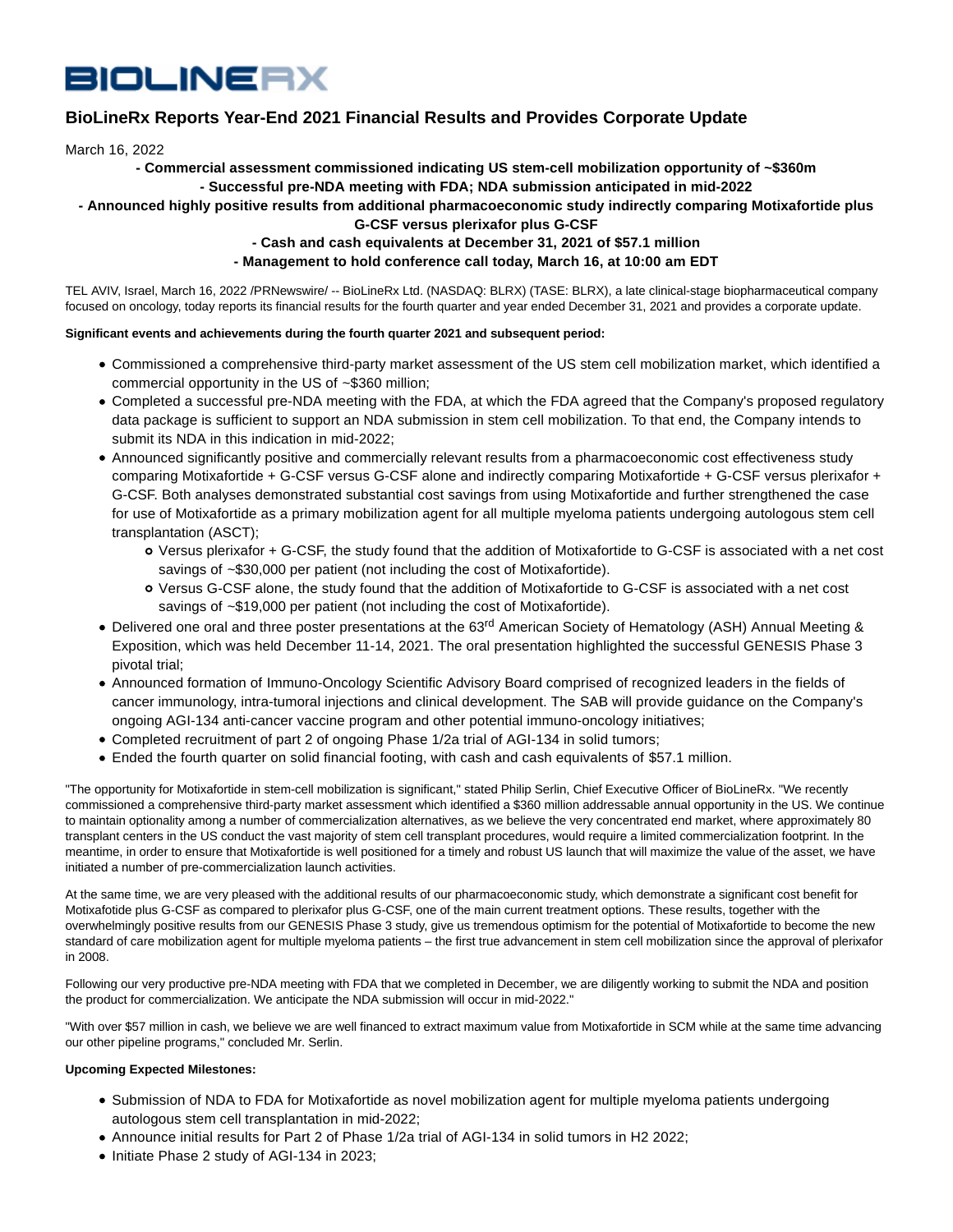BIOLINERX

# BioLineRx Reports Year-End 2021 Financial Results and Provides Corporate Update

March 16, 2022

**- Commercial assessment commissioned indicating US stem-cell mobilization opportunity of ~$360m**

**- Successful pre-NDA meeting with FDA; NDA submission anticipated in mid-2022**

**- Announced highly positive results from additional pharmacoeconomic study indirectly comparing Motixafortide plus G-CSF versus plerixafor plus G-CSF**

**- Cash and cash equivalents at December 31, 2021 of $57.1 million**

**- Management to hold conference call today, March 16, at 10:00 am EDT**

TEL AVIV, Israel, March 16, 2022 /PRNewswire/ -- BioLineRx Ltd. (NASDAQ: BLRX) (TASE: BLRX), a late clinical-stage biopharmaceutical company focused on oncology, today reports its financial results for the fourth quarter and year ended December 31, 2021 and provides a corporate update.

**Significant events and achievements during the fourth quarter 2021 and subsequent period:**

- Commissioned a comprehensive third-party market assessment of the US stem cell mobilization market, which identified a commercial opportunity in the US of ~$360 million;
- Completed a successful pre-NDA meeting with the FDA, at which the FDA agreed that the Company's proposed regulatory data package is sufficient to support an NDA submission in stem cell mobilization. To that end, the Company intends to submit its NDA in this indication in mid-2022;
- Announced significantly positive and commercially relevant results from a pharmacoeconomic cost effectiveness study comparing Motixafortide + G-CSF versus G-CSF alone and indirectly comparing Motixafortide + G-CSF versus plerixafor + G-CSF. Both analyses demonstrated substantial cost savings from using Motixafortide and further strengthened the case for use of Motixafortide as a primary mobilization agent for all multiple myeloma patients undergoing autologous stem cell transplantation (ASCT);
  - Versus plerixafor + G-CSF, the study found that the addition of Motixafortide to G-CSF is associated with a net cost savings of ~$30,000 per patient (not including the cost of Motixafortide).
  - Versus G-CSF alone, the study found that the addition of Motixafortide to G-CSF is associated with a net cost savings of ~$19,000 per patient (not including the cost of Motixafortide).
- Delivered one oral and three poster presentations at the 63rd American Society of Hematology (ASH) Annual Meeting & Exposition, which was held December 11-14, 2021. The oral presentation highlighted the successful GENESIS Phase 3 pivotal trial;
- Announced formation of Immuno-Oncology Scientific Advisory Board comprised of recognized leaders in the fields of cancer immunology, intra-tumoral injections and clinical development. The SAB will provide guidance on the Company's ongoing AGI-134 anti-cancer vaccine program and other potential immuno-oncology initiatives;
- Completed recruitment of part 2 of ongoing Phase 1/2a trial of AGI-134 in solid tumors;
- Ended the fourth quarter on solid financial footing, with cash and cash equivalents of $57.1 million.

"The opportunity for Motixafortide in stem-cell mobilization is significant," stated Philip Serlin, Chief Executive Officer of BioLineRx. "We recently commissioned a comprehensive third-party market assessment which identified a $360 million addressable annual opportunity in the US. We continue to maintain optionality among a number of commercialization alternatives, as we believe the very concentrated end market, where approximately 80 transplant centers in the US conduct the vast majority of stem cell transplant procedures, would require a limited commercialization footprint. In the meantime, in order to ensure that Motixafortide is well positioned for a timely and robust US launch that will maximize the value of the asset, we have initiated a number of pre-commercialization launch activities.

At the same time, we are very pleased with the additional results of our pharmacoeconomic study, which demonstrate a significant cost benefit for Motixafotide plus G-CSF as compared to plerixafor plus G-CSF, one of the main current treatment options. These results, together with the overwhelmingly positive results from our GENESIS Phase 3 study, give us tremendous optimism for the potential of Motixafortide to become the new standard of care mobilization agent for multiple myeloma patients – the first true advancement in stem cell mobilization since the approval of plerixafor in 2008.

Following our very productive pre-NDA meeting with FDA that we completed in December, we are diligently working to submit the NDA and position the product for commercialization. We anticipate the NDA submission will occur in mid-2022."

"With over $57 million in cash, we believe we are well financed to extract maximum value from Motixafortide in SCM while at the same time advancing our other pipeline programs," concluded Mr. Serlin.

**Upcoming Expected Milestones:**

- Submission of NDA to FDA for Motixafortide as novel mobilization agent for multiple myeloma patients undergoing autologous stem cell transplantation in mid-2022;
- Announce initial results for Part 2 of Phase 1/2a trial of AGI-134 in solid tumors in H2 2022;
- Initiate Phase 2 study of AGI-134 in 2023;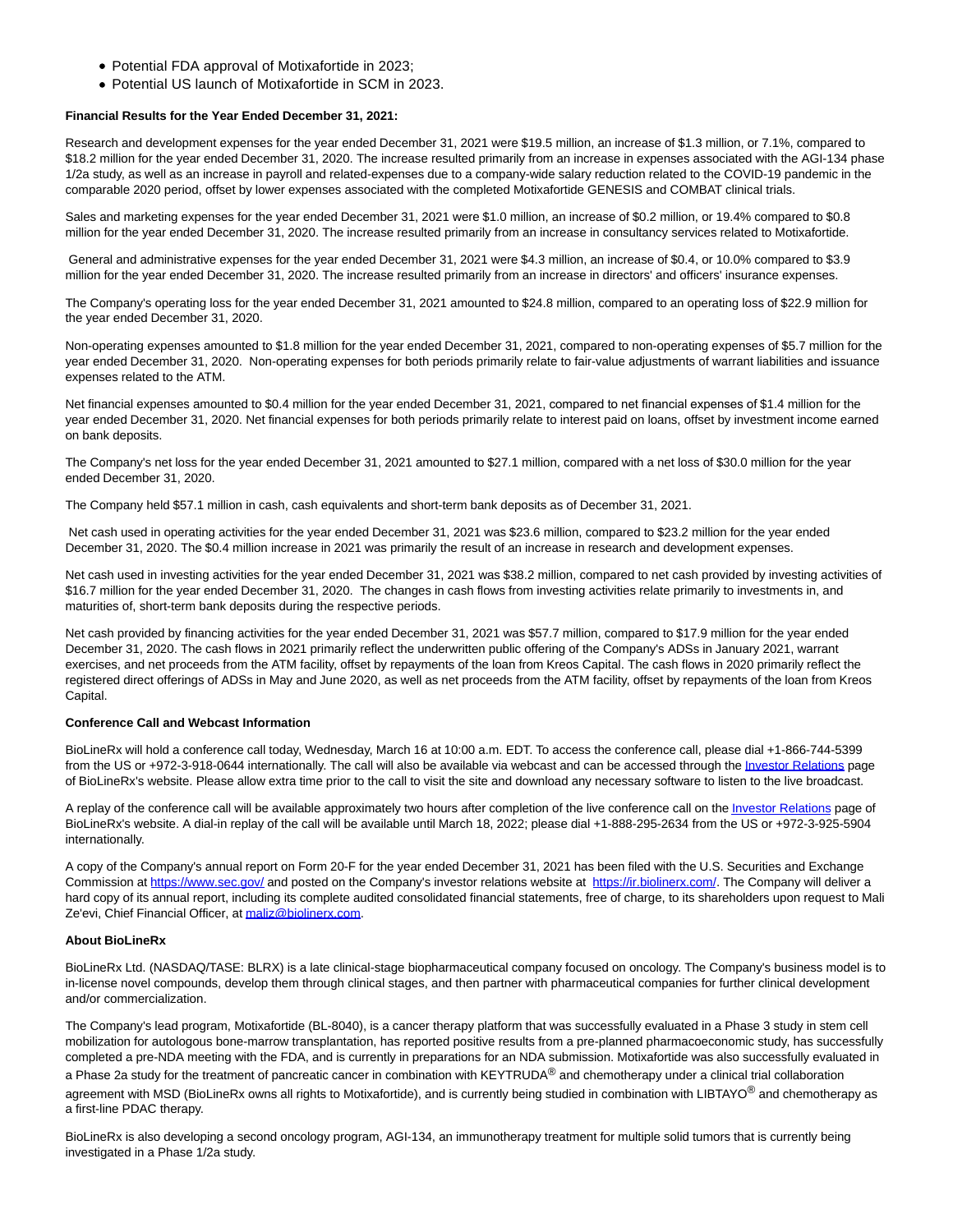- Potential FDA approval of Motixafortide in 2023;
- Potential US launch of Motixafortide in SCM in 2023.

**Financial Results for the Year Ended December 31, 2021:**

Research and development expenses for the year ended December 31, 2021 were $19.5 million, an increase of $1.3 million, or 7.1%, compared to $18.2 million for the year ended December 31, 2020. The increase resulted primarily from an increase in expenses associated with the AGI-134 phase 1/2a study, as well as an increase in payroll and related-expenses due to a company-wide salary reduction related to the COVID-19 pandemic in the comparable 2020 period, offset by lower expenses associated with the completed Motixafortide GENESIS and COMBAT clinical trials.

Sales and marketing expenses for the year ended December 31, 2021 were $1.0 million, an increase of $0.2 million, or 19.4% compared to $0.8 million for the year ended December 31, 2020. The increase resulted primarily from an increase in consultancy services related to Motixafortide.

General and administrative expenses for the year ended December 31, 2021 were $4.3 million, an increase of $0.4, or 10.0% compared to $3.9 million for the year ended December 31, 2020. The increase resulted primarily from an increase in directors' and officers' insurance expenses.

The Company's operating loss for the year ended December 31, 2021 amounted to $24.8 million, compared to an operating loss of $22.9 million for the year ended December 31, 2020.

Non-operating expenses amounted to $1.8 million for the year ended December 31, 2021, compared to non-operating expenses of $5.7 million for the year ended December 31, 2020. Non-operating expenses for both periods primarily relate to fair-value adjustments of warrant liabilities and issuance expenses related to the ATM.

Net financial expenses amounted to $0.4 million for the year ended December 31, 2021, compared to net financial expenses of $1.4 million for the year ended December 31, 2020. Net financial expenses for both periods primarily relate to interest paid on loans, offset by investment income earned on bank deposits.

The Company's net loss for the year ended December 31, 2021 amounted to $27.1 million, compared with a net loss of $30.0 million for the year ended December 31, 2020.

The Company held $57.1 million in cash, cash equivalents and short-term bank deposits as of December 31, 2021.

Net cash used in operating activities for the year ended December 31, 2021 was $23.6 million, compared to $23.2 million for the year ended December 31, 2020. The $0.4 million increase in 2021 was primarily the result of an increase in research and development expenses.

Net cash used in investing activities for the year ended December 31, 2021 was $38.2 million, compared to net cash provided by investing activities of $16.7 million for the year ended December 31, 2020. The changes in cash flows from investing activities relate primarily to investments in, and maturities of, short-term bank deposits during the respective periods.

Net cash provided by financing activities for the year ended December 31, 2021 was $57.7 million, compared to $17.9 million for the year ended December 31, 2020. The cash flows in 2021 primarily reflect the underwritten public offering of the Company's ADSs in January 2021, warrant exercises, and net proceeds from the ATM facility, offset by repayments of the loan from Kreos Capital. The cash flows in 2020 primarily reflect the registered direct offerings of ADSs in May and June 2020, as well as net proceeds from the ATM facility, offset by repayments of the loan from Kreos Capital.

**Conference Call and Webcast Information**

BioLineRx will hold a conference call today, Wednesday, March 16 at 10:00 a.m. EDT. To access the conference call, please dial +1-866-744-5399 from the US or +972-3-918-0644 internationally. The call will also be available via webcast and can be accessed through the Investor Relations page of BioLineRx's website. Please allow extra time prior to the call to visit the site and download any necessary software to listen to the live broadcast.

A replay of the conference call will be available approximately two hours after completion of the live conference call on the Investor Relations page of BioLineRx's website. A dial-in replay of the call will be available until March 18, 2022; please dial +1-888-295-2634 from the US or +972-3-925-5904 internationally.

A copy of the Company's annual report on Form 20-F for the year ended December 31, 2021 has been filed with the U.S. Securities and Exchange Commission at https://www.sec.gov/ and posted on the Company's investor relations website at https://ir.biolinerx.com/. The Company will deliver a hard copy of its annual report, including its complete audited consolidated financial statements, free of charge, to its shareholders upon request to Mali Ze'evi, Chief Financial Officer, at maliz@biolinerx.com.

**About BioLineRx**

BioLineRx Ltd. (NASDAQ/TASE: BLRX) is a late clinical-stage biopharmaceutical company focused on oncology. The Company's business model is to in-license novel compounds, develop them through clinical stages, and then partner with pharmaceutical companies for further clinical development and/or commercialization.

The Company's lead program, Motixafortide (BL-8040), is a cancer therapy platform that was successfully evaluated in a Phase 3 study in stem cell mobilization for autologous bone-marrow transplantation, has reported positive results from a pre-planned pharmacoeconomic study, has successfully completed a pre-NDA meeting with the FDA, and is currently in preparations for an NDA submission. Motixafortide was also successfully evaluated in a Phase 2a study for the treatment of pancreatic cancer in combination with KEYTRUDA® and chemotherapy under a clinical trial collaboration agreement with MSD (BioLineRx owns all rights to Motixafortide), and is currently being studied in combination with LIBTAYO® and chemotherapy as a first-line PDAC therapy.

BioLineRx is also developing a second oncology program, AGI-134, an immunotherapy treatment for multiple solid tumors that is currently being investigated in a Phase 1/2a study.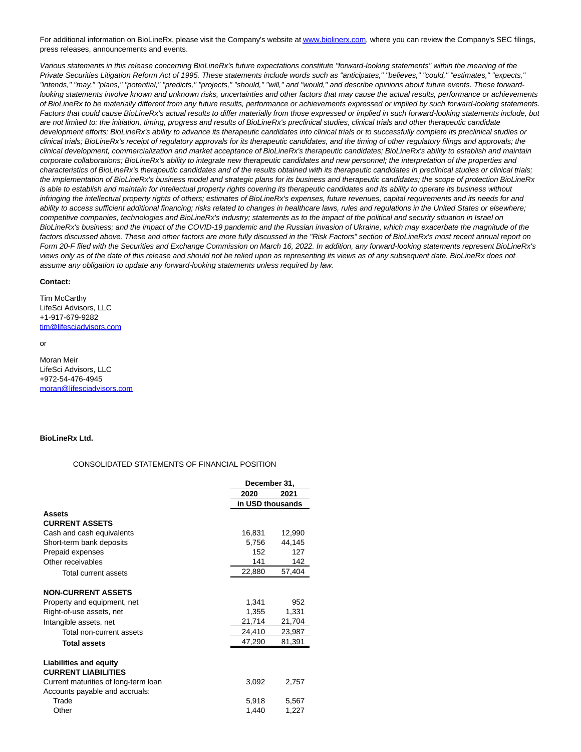For additional information on BioLineRx, please visit the Company's website at www.biolinerx.com, where you can review the Company's SEC filings, press releases, announcements and events.

*Various statements in this release concerning BioLineRx's future expectations constitute "forward-looking statements" within the meaning of the Private Securities Litigation Reform Act of 1995. These statements include words such as "anticipates," "believes," "could," "estimates," "expects," "intends," "may," "plans," "potential," "predicts," "projects," "should," "will," and "would," and describe opinions about future events. These forward-looking statements involve known and unknown risks, uncertainties and other factors that may cause the actual results, performance or achievements of BioLineRx to be materially different from any future results, performance or achievements expressed or implied by such forward-looking statements. Factors that could cause BioLineRx's actual results to differ materially from those expressed or implied in such forward-looking statements include, but are not limited to: the initiation, timing, progress and results of BioLineRx's preclinical studies, clinical trials and other therapeutic candidate development efforts; BioLineRx's ability to advance its therapeutic candidates into clinical trials or to successfully complete its preclinical studies or clinical trials; BioLineRx's receipt of regulatory approvals for its therapeutic candidates, and the timing of other regulatory filings and approvals; the clinical development, commercialization and market acceptance of BioLineRx's therapeutic candidates; BioLineRx's ability to establish and maintain corporate collaborations; BioLineRx's ability to integrate new therapeutic candidates and new personnel; the interpretation of the properties and characteristics of BioLineRx's therapeutic candidates and of the results obtained with its therapeutic candidates in preclinical studies or clinical trials; the implementation of BioLineRx's business model and strategic plans for its business and therapeutic candidates; the scope of protection BioLineRx is able to establish and maintain for intellectual property rights covering its therapeutic candidates and its ability to operate its business without infringing the intellectual property rights of others; estimates of BioLineRx's expenses, future revenues, capital requirements and its needs for and ability to access sufficient additional financing; risks related to changes in healthcare laws, rules and regulations in the United States or elsewhere; competitive companies, technologies and BioLineRx's industry; statements as to the impact of the political and security situation in Israel on BioLineRx's business; and the impact of the COVID-19 pandemic and the Russian invasion of Ukraine, which may exacerbate the magnitude of the factors discussed above. These and other factors are more fully discussed in the "Risk Factors" section of BioLineRx's most recent annual report on Form 20-F filed with the Securities and Exchange Commission on March 16, 2022. In addition, any forward-looking statements represent BioLineRx's views only as of the date of this release and should not be relied upon as representing its views as of any subsequent date. BioLineRx does not assume any obligation to update any forward-looking statements unless required by law.*

**Contact:**

Tim McCarthy
LifeSci Advisors, LLC
+1-917-679-9282
tim@lifesciadvisors.com

or

Moran Meir
LifeSci Advisors, LLC
+972-54-476-4945
moran@lifesciadvisors.com

**BioLineRx Ltd.**

CONSOLIDATED STATEMENTS OF FINANCIAL POSITION

| | December 31, | |
|---|---|---|
| | 2020 | 2021 |
| | in USD thousands | |
| **Assets** | | |
| **CURRENT ASSETS** | | |
| Cash and cash equivalents | 16,831 | 12,990 |
| Short-term bank deposits | 5,756 | 44,145 |
| Prepaid expenses | 152 | 127 |
| Other receivables | 141 | 142 |
| Total current assets | 22,880 | 57,404 |
| **NON-CURRENT ASSETS** | | |
| Property and equipment, net | 1,341 | 952 |
| Right-of-use assets, net | 1,355 | 1,331 |
| Intangible assets, net | 21,714 | 21,704 |
| Total non-current assets | 24,410 | 23,987 |
| **Total assets** | 47,290 | 81,391 |
| **Liabilities and equity** | | |
| **CURRENT LIABILITIES** | | |
| Current maturities of long-term loan | 3,092 | 2,757 |
| Accounts payable and accruals: | | |
| Trade | 5,918 | 5,567 |
| Other | 1,440 | 1,227 |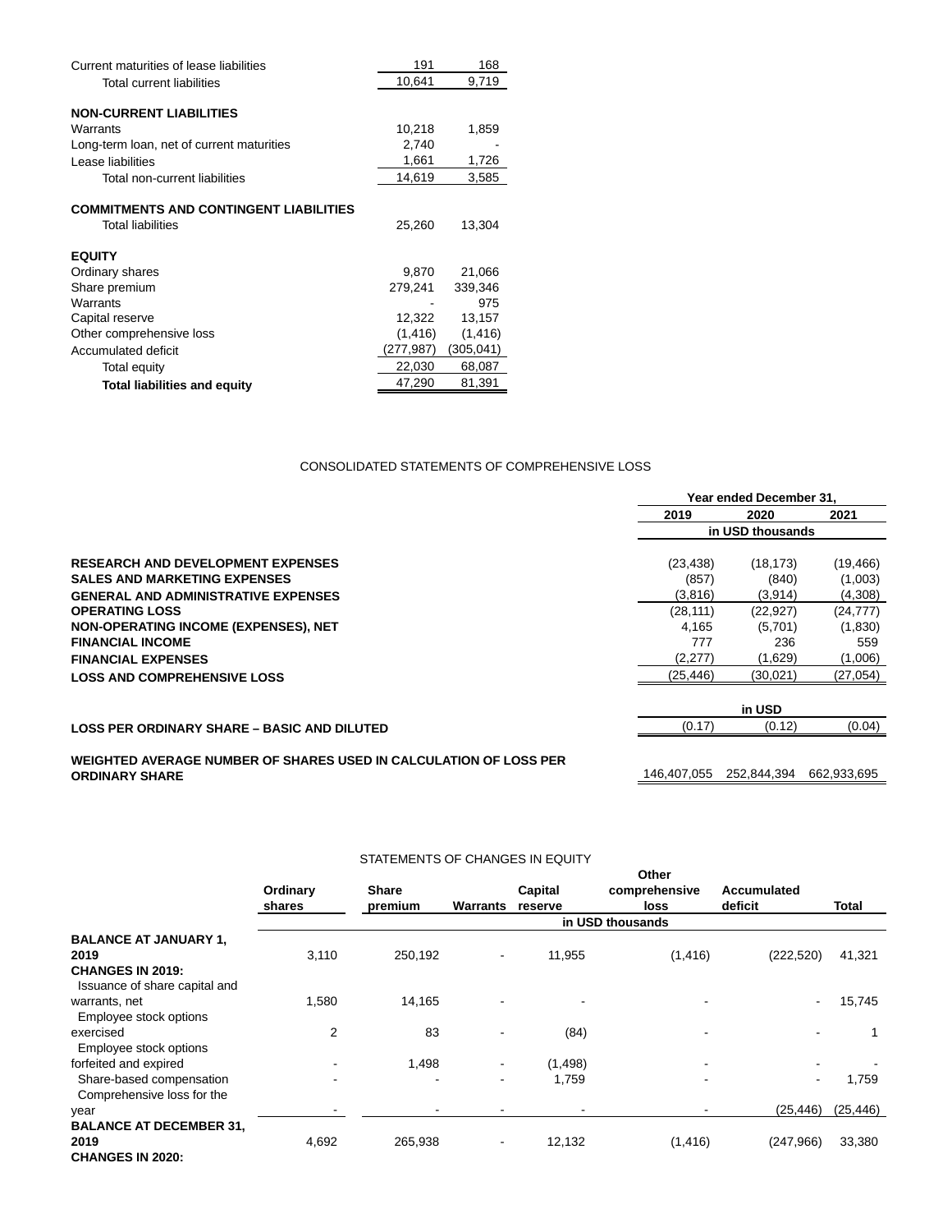| | | |
|---|---|---|
| Current maturities of lease liabilities | 191 | 168 |
| Total current liabilities | 10,641 | 9,719 |
| **NON-CURRENT LIABILITIES** | | |
| Warrants | 10,218 | 1,859 |
| Long-term loan, net of current maturities | 2,740 | - |
| Lease liabilities | 1,661 | 1,726 |
| Total non-current liabilities | 14,619 | 3,585 |
| **COMMITMENTS AND CONTINGENT LIABILITIES** | | |
| Total liabilities | 25,260 | 13,304 |
| **EQUITY** | | |
| Ordinary shares | 9,870 | 21,066 |
| Share premium | 279,241 | 339,346 |
| Warrants | - | 975 |
| Capital reserve | 12,322 | 13,157 |
| Other comprehensive loss | (1,416) | (1,416) |
| Accumulated deficit | (277,987) | (305,041) |
| Total equity | 22,030 | 68,087 |
| **Total liabilities and equity** | 47,290 | 81,391 |

CONSOLIDATED STATEMENTS OF COMPREHENSIVE LOSS

| | Year ended December 31, | | |
|---|---|---|---|
| | 2019 | 2020 | 2021 |
| | in USD thousands | | |
| **RESEARCH AND DEVELOPMENT EXPENSES** | (23,438) | (18,173) | (19,466) |
| **SALES AND MARKETING EXPENSES** | (857) | (840) | (1,003) |
| **GENERAL AND ADMINISTRATIVE EXPENSES** | (3,816) | (3,914) | (4,308) |
| **OPERATING LOSS** | (28,111) | (22,927) | (24,777) |
| **NON-OPERATING INCOME (EXPENSES), NET** | 4,165 | (5,701) | (1,830) |
| **FINANCIAL INCOME** | 777 | 236 | 559 |
| **FINANCIAL EXPENSES** | (2,277) | (1,629) | (1,006) |
| **LOSS AND COMPREHENSIVE LOSS** | (25,446) | (30,021) | (27,054) |
| | in USD | | |
| **LOSS PER ORDINARY SHARE – BASIC AND DILUTED** | (0.17) | (0.12) | (0.04) |
| **WEIGHTED AVERAGE NUMBER OF SHARES USED IN CALCULATION OF LOSS PER ORDINARY SHARE** | 146,407,055 | 252,844,394 | 662,933,695 |

STATEMENTS OF CHANGES IN EQUITY

| | Ordinary shares | Share premium | Warrants | Capital reserve | Other comprehensive loss | Accumulated deficit | Total |
|---|---|---|---|---|---|---|---|
| | in USD thousands | | | | | | |
| **BALANCE AT JANUARY 1, 2019** | 3,110 | 250,192 | - | 11,955 | (1,416) | (222,520) | 41,321 |
| **CHANGES IN 2019:** | | | | | | | |
| Issuance of share capital and warrants, net | 1,580 | 14,165 | - | - | - | - | 15,745 |
| Employee stock options exercised | 2 | 83 | - | (84) | - | - | 1 |
| Employee stock options forfeited and expired | - | 1,498 | - | (1,498) | - | - | - |
| Share-based compensation | - | - | - | 1,759 | - | - | 1,759 |
| Comprehensive loss for the year | - | - | - | - | - | (25,446) | (25,446) |
| **BALANCE AT DECEMBER 31, 2019** | 4,692 | 265,938 | - | 12,132 | (1,416) | (247,966) | 33,380 |
| **CHANGES IN 2020:** | | | | | | | |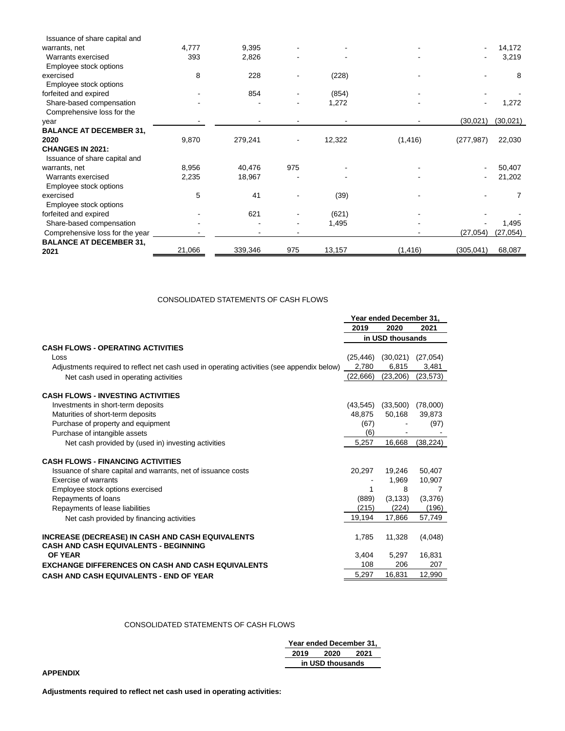| | | | | | | | |
|---|---|---|---|---|---|---|---|
| Issuance of share capital and warrants, net | 4,777 | 9,395 | - | - | - | - | 14,172 |
| Warrants exercised | 393 | 2,826 | - | - | - | - | 3,219 |
| Employee stock options exercised | 8 | 228 | - | (228) | - | - | 8 |
| Employee stock options forfeited and expired | - | 854 | - | (854) | - | - | - |
| Share-based compensation | - | - | - | 1,272 | - | - | 1,272 |
| Comprehensive loss for the year | - | - | - | - | - | (30,021) | (30,021) |
| **BALANCE AT DECEMBER 31, 2020** | 9,870 | 279,241 | - | 12,322 | (1,416) | (277,987) | 22,030 |
| **CHANGES IN 2021:** | | | | | | | |
| Issuance of share capital and warrants, net | 8,956 | 40,476 | 975 | - | - | - | 50,407 |
| Warrants exercised | 2,235 | 18,967 | - | - | - | - | 21,202 |
| Employee stock options exercised | 5 | 41 | - | (39) | - | - | 7 |
| Employee stock options forfeited and expired | - | 621 | - | (621) | - | - | - |
| Share-based compensation | - | - | - | 1,495 | - | - | 1,495 |
| Comprehensive loss for the year | - | - | - | | - | (27,054) | (27,054) |
| **BALANCE AT DECEMBER 31, 2021** | 21,066 | 339,346 | 975 | 13,157 | (1,416) | (305,041) | 68,087 |

CONSOLIDATED STATEMENTS OF CASH FLOWS

| | Year ended December 31, | | |
|---|---|---|---|
| | 2019 | 2020 | 2021 |
| | in USD thousands | | |
| **CASH FLOWS - OPERATING ACTIVITIES** | | | |
| Loss | (25,446) | (30,021) | (27,054) |
| Adjustments required to reflect net cash used in operating activities (see appendix below) | 2,780 | 6,815 | 3,481 |
| Net cash used in operating activities | (22,666) | (23,206) | (23,573) |
| **CASH FLOWS - INVESTING ACTIVITIES** | | | |
| Investments in short-term deposits | (43,545) | (33,500) | (78,000) |
| Maturities of short-term deposits | 48,875 | 50,168 | 39,873 |
| Purchase of property and equipment | (67) | - | (97) |
| Purchase of intangible assets | (6) | - | - |
| Net cash provided by (used in) investing activities | 5,257 | 16,668 | (38,224) |
| **CASH FLOWS - FINANCING ACTIVITIES** | | | |
| Issuance of share capital and warrants, net of issuance costs | 20,297 | 19,246 | 50,407 |
| Exercise of warrants | - | 1,969 | 10,907 |
| Employee stock options exercised | 1 | 8 | 7 |
| Repayments of loans | (889) | (3,133) | (3,376) |
| Repayments of lease liabilities | (215) | (224) | (196) |
| Net cash provided by financing activities | 19,194 | 17,866 | 57,749 |
| **INCREASE (DECREASE) IN CASH AND CASH EQUIVALENTS** | 1,785 | 11,328 | (4,048) |
| **CASH AND CASH EQUIVALENTS - BEGINNING OF YEAR** | 3,404 | 5,297 | 16,831 |
| **EXCHANGE DIFFERENCES ON CASH AND CASH EQUIVALENTS** | 108 | 206 | 207 |
| **CASH AND CASH EQUIVALENTS - END OF YEAR** | 5,297 | 16,831 | 12,990 |

CONSOLIDATED STATEMENTS OF CASH FLOWS

| | Year ended December 31, | | |
|---|---|---|---|
| | 2019 | 2020 | 2021 |
| | in USD thousands | | |

**APPENDIX**

**Adjustments required to reflect net cash used in operating activities:**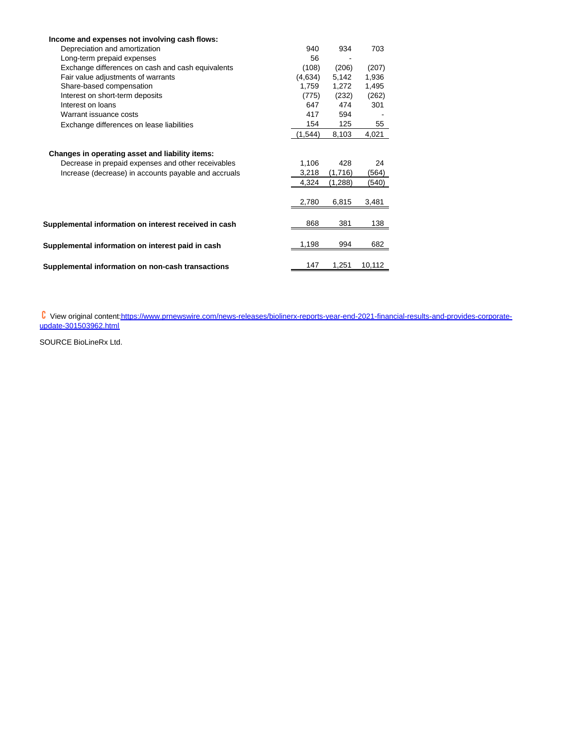| | | | |
|---|---|---|---|
| **Income and expenses not involving cash flows:** | | | |
| Depreciation and amortization | 940 | 934 | 703 |
| Long-term prepaid expenses | 56 | - | |
| Exchange differences on cash and cash equivalents | (108) | (206) | (207) |
| Fair value adjustments of warrants | (4,634) | 5,142 | 1,936 |
| Share-based compensation | 1,759 | 1,272 | 1,495 |
| Interest on short-term deposits | (775) | (232) | (262) |
| Interest on loans | 647 | 474 | 301 |
| Warrant issuance costs | 417 | 594 | - |
| Exchange differences on lease liabilities | 154 | 125 | 55 |
| | (1,544) | 8,103 | 4,021 |
| **Changes in operating asset and liability items:** | | | |
| Decrease in prepaid expenses and other receivables | 1,106 | 428 | 24 |
| Increase (decrease) in accounts payable and accruals | 3,218 | (1,716) | (564) |
| | 4,324 | (1,288) | (540) |
| | 2,780 | 6,815 | 3,481 |
| **Supplemental information on interest received in cash** | 868 | 381 | 138 |
| **Supplemental information on interest paid in cash** | 1,198 | 994 | 682 |
| **Supplemental information on non-cash transactions** | 147 | 1,251 | 10,112 |

View original content:https://www.prnewswire.com/news-releases/biolinerx-reports-year-end-2021-financial-results-and-provides-corporate-update-301503962.html

SOURCE BioLineRx Ltd.